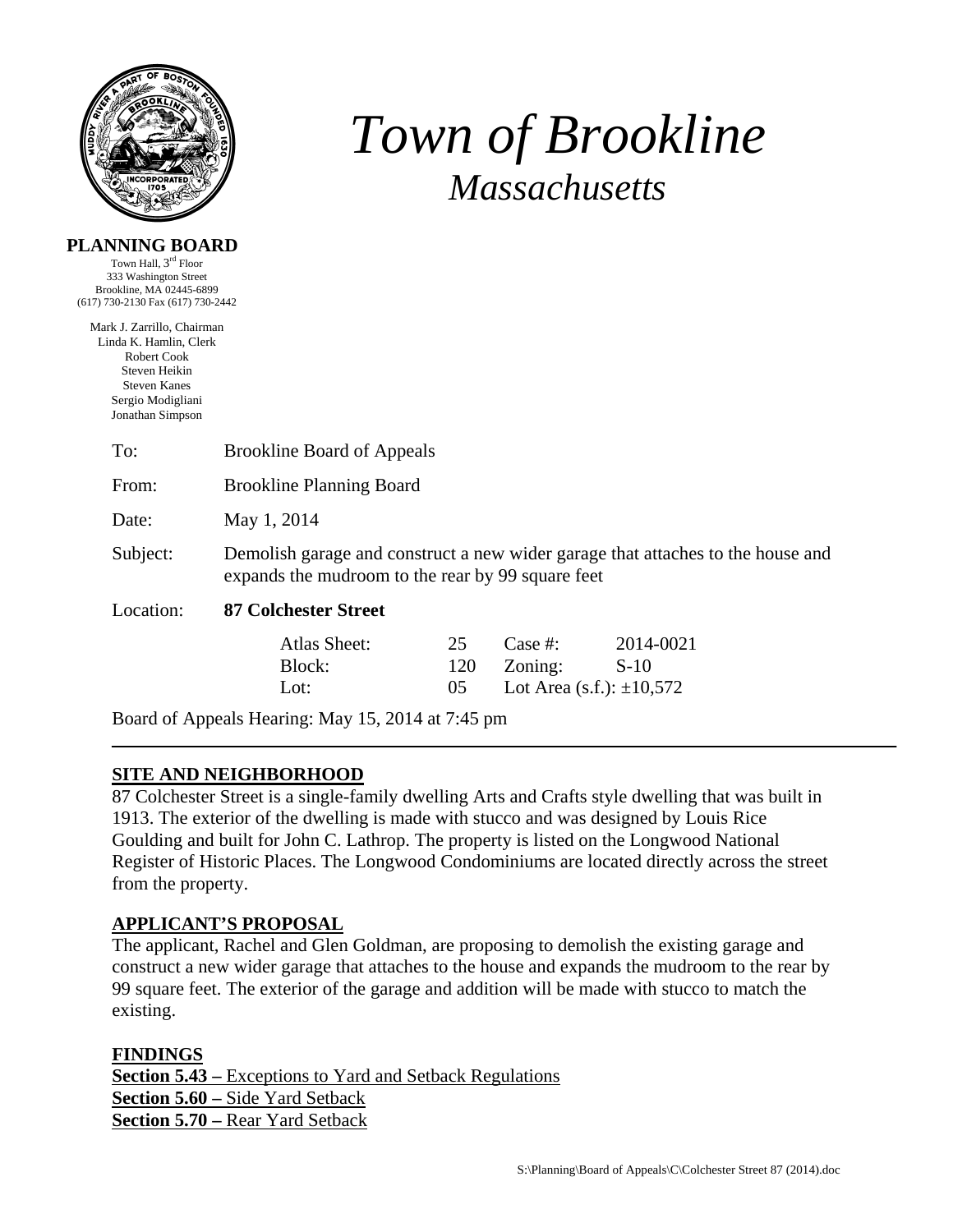# *Town of Brookline*
## *Massachusetts*

**PLANNING BOARD**
Town Hall, 3rd Floor
333 Washington Street
Brookline, MA 02445-6899
(617) 730-2130 Fax (617) 730-2442

Mark J. Zarrillo, Chairman
Linda K. Hamlin, Clerk
Robert Cook
Steven Heikin
Steven Kanes
Sergio Modigliani
Jonathan Simpson

To: Brookline Board of Appeals

From: Brookline Planning Board

Date: May 1, 2014

Subject: Demolish garage and construct a new wider garage that attaches to the house and expands the mudroom to the rear by 99 square feet

Location: **87 Colchester Street**

| | | | |
|---|---|---|---|
| Atlas Sheet: | 25 | Case #: | 2014-0021 |
| Block: | 120 | Zoning: | S-10 |
| Lot: | 05 | Lot Area (s.f.): ±10,572 | |

Board of Appeals Hearing: May 15, 2014 at 7:45 pm

---

**SITE AND NEIGHBORHOOD**

87 Colchester Street is a single-family dwelling Arts and Crafts style dwelling that was built in 1913. The exterior of the dwelling is made with stucco and was designed by Louis Rice Goulding and built for John C. Lathrop. The property is listed on the Longwood National Register of Historic Places. The Longwood Condominiums are located directly across the street from the property.

**APPLICANT'S PROPOSAL**

The applicant, Rachel and Glen Goldman, are proposing to demolish the existing garage and construct a new wider garage that attaches to the house and expands the mudroom to the rear by 99 square feet. The exterior of the garage and addition will be made with stucco to match the existing.

**FINDINGS**

**Section 5.43 –** Exceptions to Yard and Setback Regulations
**Section 5.60 –** Side Yard Setback
**Section 5.70 –** Rear Yard Setback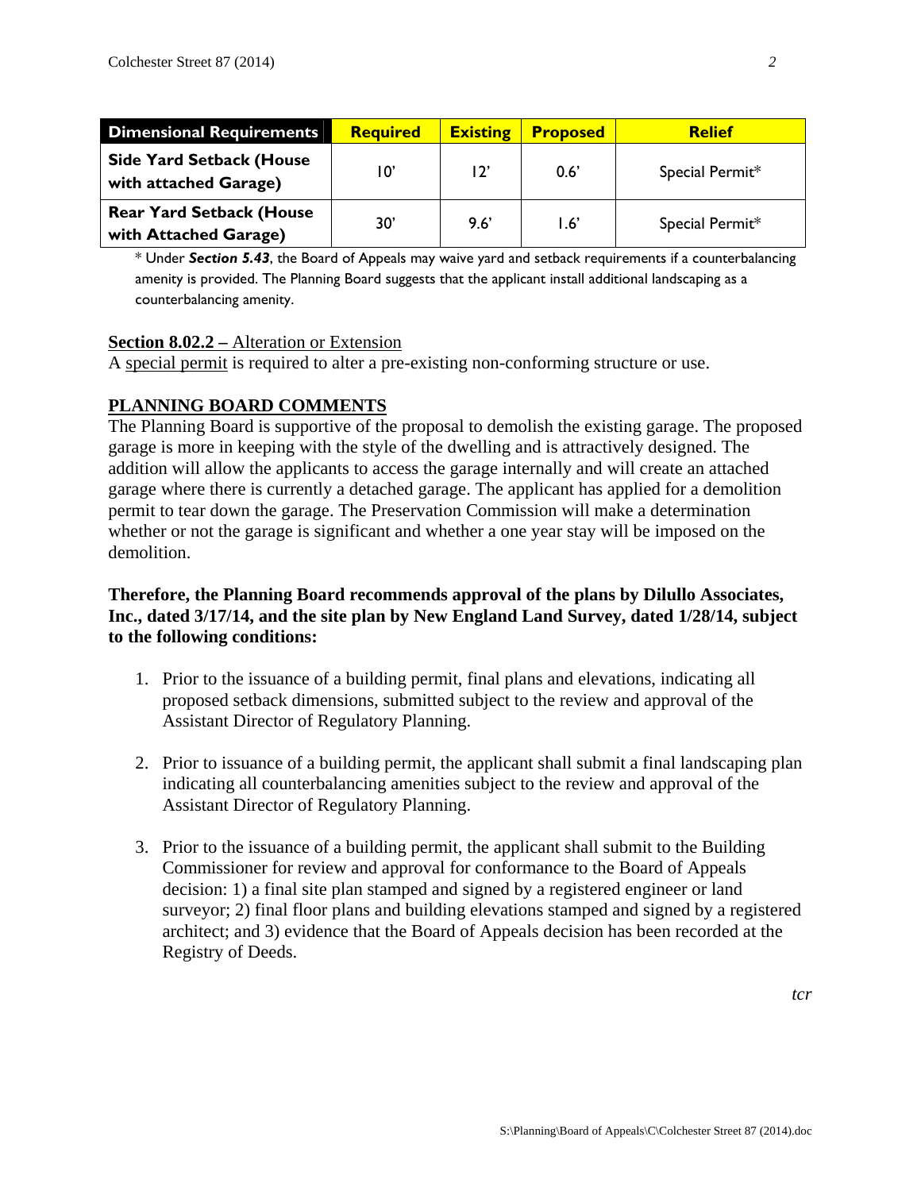| Dimensional Requirements | Required | Existing | Proposed | Relief |
|---|---|---|---|---|
| **Side Yard Setback (House with attached Garage)** | 10' | 12' | 0.6' | Special Permit* |
| **Rear Yard Setback (House with Attached Garage)** | 30' | 9.6' | 1.6' | Special Permit* |

* Under ***Section 5.43***, the Board of Appeals may waive yard and setback requirements if a counterbalancing amenity is provided. The Planning Board suggests that the applicant install additional landscaping as a counterbalancing amenity.

**Section 8.02.2 –** Alteration or Extension
A special permit is required to alter a pre-existing non-conforming structure or use.

## PLANNING BOARD COMMENTS

The Planning Board is supportive of the proposal to demolish the existing garage. The proposed garage is more in keeping with the style of the dwelling and is attractively designed. The addition will allow the applicants to access the garage internally and will create an attached garage where there is currently a detached garage. The applicant has applied for a demolition permit to tear down the garage. The Preservation Commission will make a determination whether or not the garage is significant and whether a one year stay will be imposed on the demolition.

**Therefore, the Planning Board recommends approval of the plans by Dilullo Associates, Inc., dated 3/17/14, and the site plan by New England Land Survey, dated 1/28/14, subject to the following conditions:**

1. Prior to the issuance of a building permit, final plans and elevations, indicating all proposed setback dimensions, submitted subject to the review and approval of the Assistant Director of Regulatory Planning.

2. Prior to issuance of a building permit, the applicant shall submit a final landscaping plan indicating all counterbalancing amenities subject to the review and approval of the Assistant Director of Regulatory Planning.

3. Prior to the issuance of a building permit, the applicant shall submit to the Building Commissioner for review and approval for conformance to the Board of Appeals decision: 1) a final site plan stamped and signed by a registered engineer or land surveyor; 2) final floor plans and building elevations stamped and signed by a registered architect; and 3) evidence that the Board of Appeals decision has been recorded at the Registry of Deeds.

*tcr*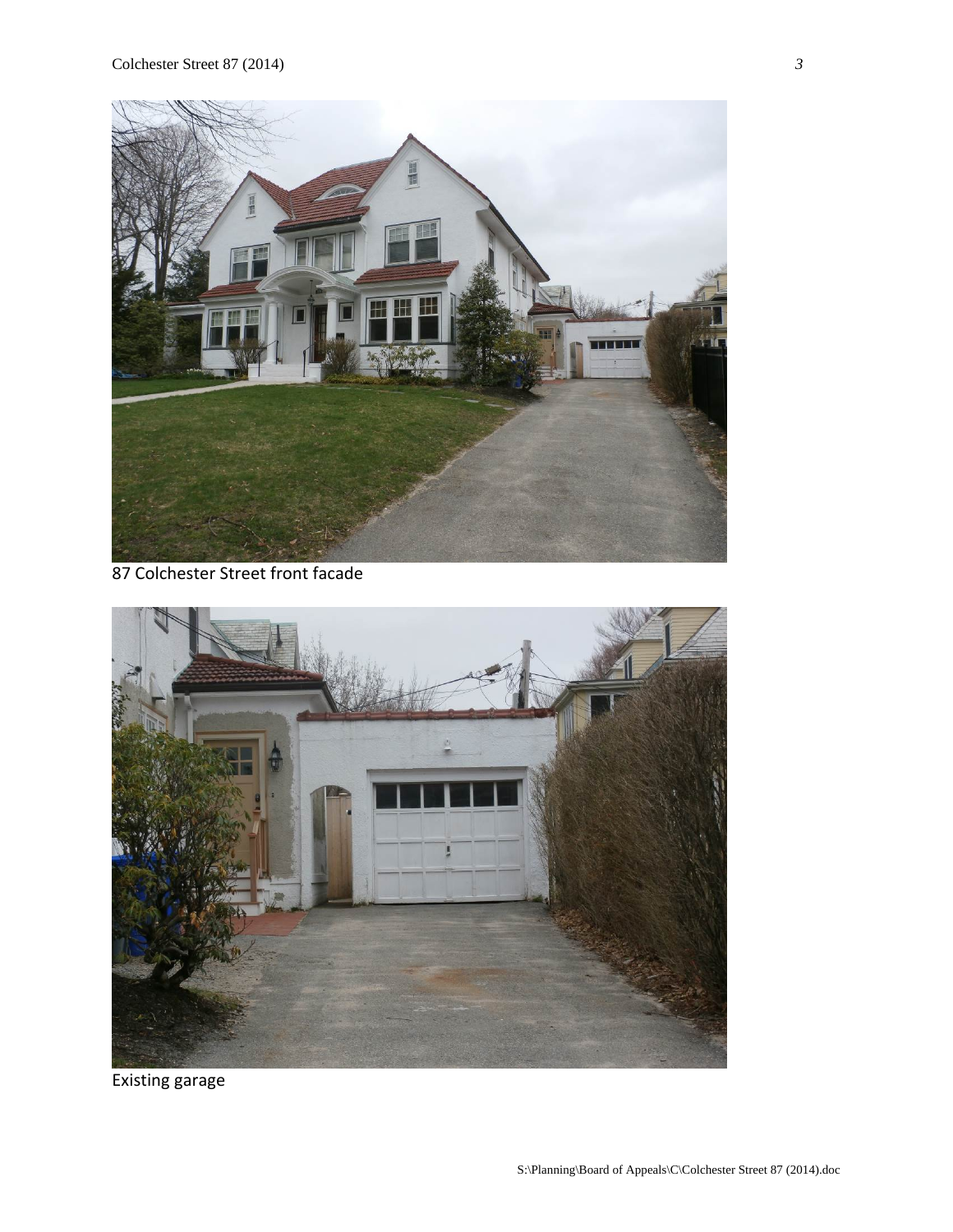87 Colchester Street front facade

Existing garage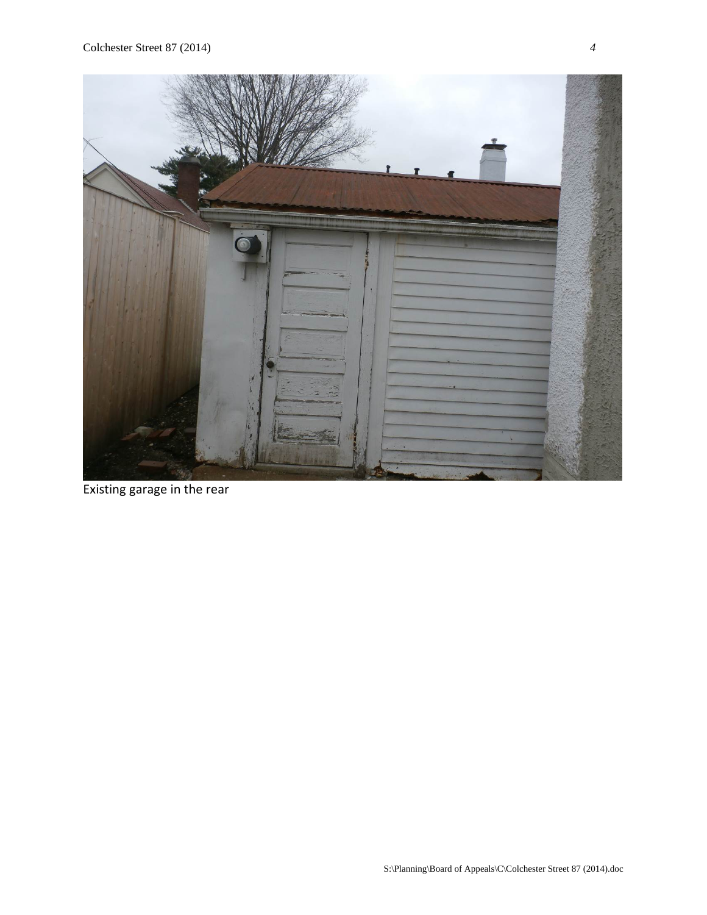Existing garage in the rear